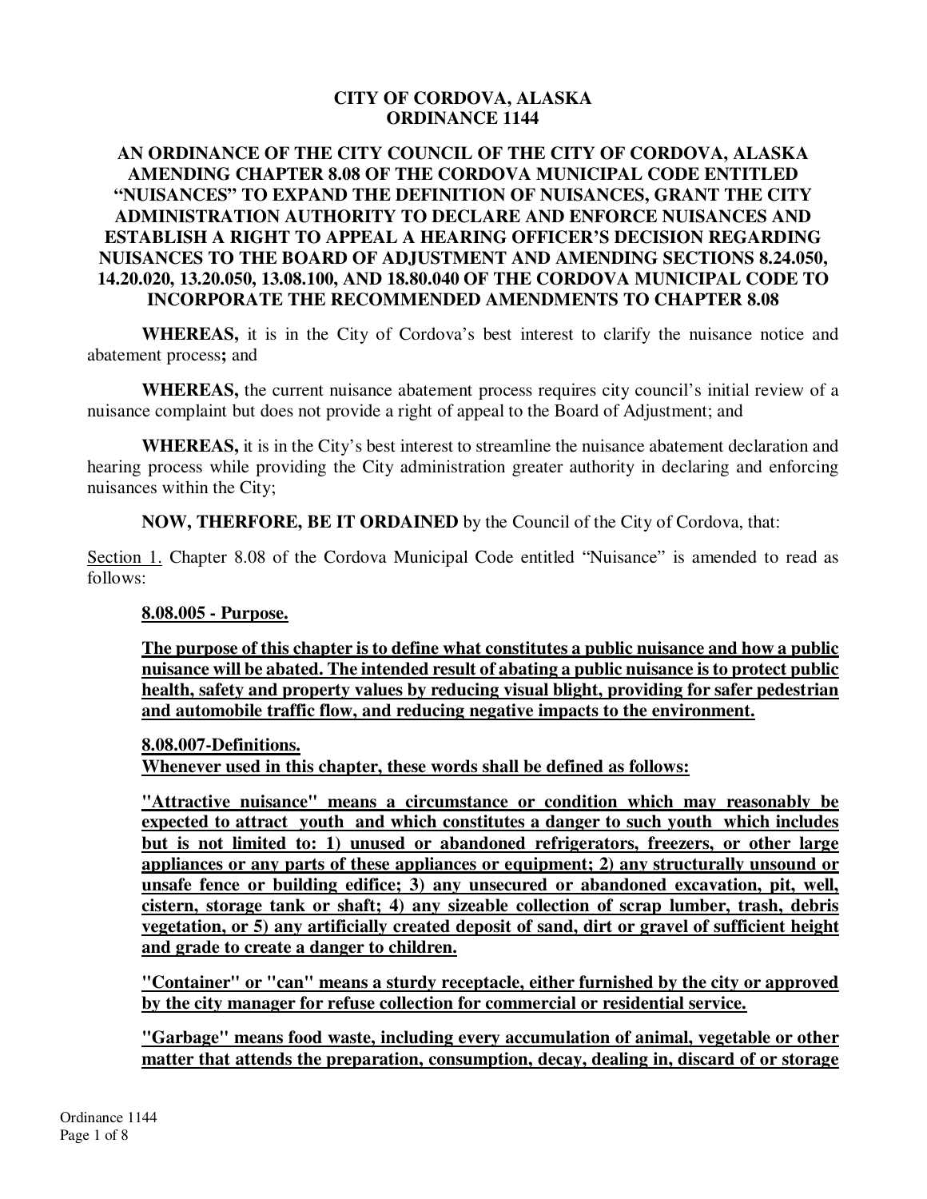# CITY OF CORDOVA, ALASKA
# ORDINANCE 1144

## AN ORDINANCE OF THE CITY COUNCIL OF THE CITY OF CORDOVA, ALASKA AMENDING CHAPTER 8.08 OF THE CORDOVA MUNICIPAL CODE ENTITLED "NUISANCES" TO EXPAND THE DEFINITION OF NUISANCES, GRANT THE CITY ADMINISTRATION AUTHORITY TO DECLARE AND ENFORCE NUISANCES AND ESTABLISH A RIGHT TO APPEAL A HEARING OFFICER'S DECISION REGARDING NUISANCES TO THE BOARD OF ADJUSTMENT AND AMENDING SECTIONS 8.24.050, 14.20.020, 13.20.050, 13.08.100, AND 18.80.040 OF THE CORDOVA MUNICIPAL CODE TO INCORPORATE THE RECOMMENDED AMENDMENTS TO CHAPTER 8.08

**WHEREAS,** it is in the City of Cordova's best interest to clarify the nuisance notice and abatement process**;** and

**WHEREAS,** the current nuisance abatement process requires city council's initial review of a nuisance complaint but does not provide a right of appeal to the Board of Adjustment; and

**WHEREAS,** it is in the City's best interest to streamline the nuisance abatement declaration and hearing process while providing the City administration greater authority in declaring and enforcing nuisances within the City;

**NOW, THERFORE, BE IT ORDAINED** by the Council of the City of Cordova, that:

Section 1. Chapter 8.08 of the Cordova Municipal Code entitled "Nuisance" is amended to read as follows:

**8.08.005 - Purpose.**

**The purpose of this chapter is to define what constitutes a public nuisance and how a public nuisance will be abated. The intended result of abating a public nuisance is to protect public health, safety and property values by reducing visual blight, providing for safer pedestrian and automobile traffic flow, and reducing negative impacts to the environment.**

**8.08.007-Definitions.**
**Whenever used in this chapter, these words shall be defined as follows:**

**"Attractive nuisance" means a circumstance or condition which may reasonably be expected to attract youth and which constitutes a danger to such youth which includes but is not limited to: 1) unused or abandoned refrigerators, freezers, or other large appliances or any parts of these appliances or equipment; 2) any structurally unsound or unsafe fence or building edifice; 3) any unsecured or abandoned excavation, pit, well, cistern, storage tank or shaft; 4) any sizeable collection of scrap lumber, trash, debris vegetation, or 5) any artificially created deposit of sand, dirt or gravel of sufficient height and grade to create a danger to children.**

**"Container" or "can" means a sturdy receptacle, either furnished by the city or approved by the city manager for refuse collection for commercial or residential service.**

**"Garbage" means food waste, including every accumulation of animal, vegetable or other matter that attends the preparation, consumption, decay, dealing in, discard of or storage**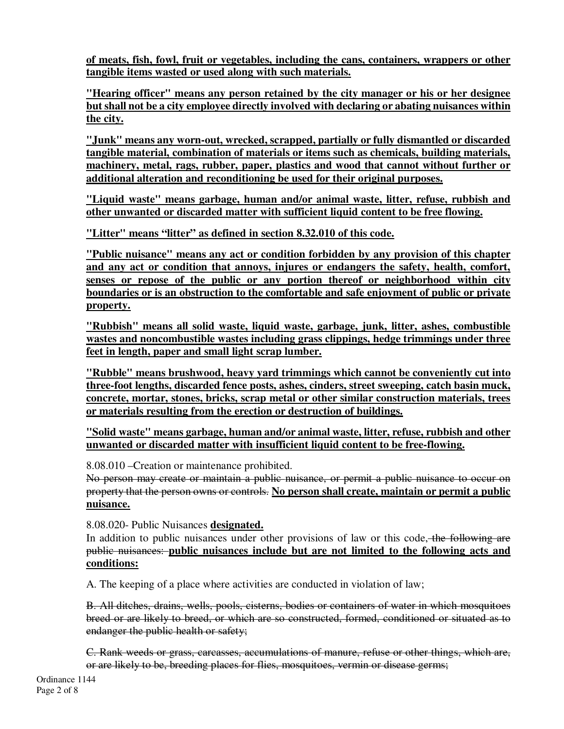**of meats, fish, fowl, fruit or vegetables, including the cans, containers, wrappers or other tangible items wasted or used along with such materials.**

**"Hearing officer" means any person retained by the city manager or his or her designee but shall not be a city employee directly involved with declaring or abating nuisances within the city.**

**"Junk" means any worn-out, wrecked, scrapped, partially or fully dismantled or discarded tangible material, combination of materials or items such as chemicals, building materials, machinery, metal, rags, rubber, paper, plastics and wood that cannot without further or additional alteration and reconditioning be used for their original purposes.**

**"Liquid waste" means garbage, human and/or animal waste, litter, refuse, rubbish and other unwanted or discarded matter with sufficient liquid content to be free flowing.**

**"Litter" means "litter" as defined in section 8.32.010 of this code.**

**"Public nuisance" means any act or condition forbidden by any provision of this chapter and any act or condition that annoys, injures or endangers the safety, health, comfort, senses or repose of the public or any portion thereof or neighborhood within city boundaries or is an obstruction to the comfortable and safe enjoyment of public or private property.**

**"Rubbish" means all solid waste, liquid waste, garbage, junk, litter, ashes, combustible wastes and noncombustible wastes including grass clippings, hedge trimmings under three feet in length, paper and small light scrap lumber.**

**"Rubble" means brushwood, heavy yard trimmings which cannot be conveniently cut into three-foot lengths, discarded fence posts, ashes, cinders, street sweeping, catch basin muck, concrete, mortar, stones, bricks, scrap metal or other similar construction materials, trees or materials resulting from the erection or destruction of buildings.**

**"Solid waste" means garbage, human and/or animal waste, litter, refuse, rubbish and other unwanted or discarded matter with insufficient liquid content to be free-flowing.**

8.08.010 –Creation or maintenance prohibited.
~~No person may create or maintain a public nuisance, or permit a public nuisance to occur on property that the person owns or controls.~~ **No person shall create, maintain or permit a public nuisance.**

8.08.020- Public Nuisances **designated.**
In addition to public nuisances under other provisions of law or this code~~, the following are public nuisances:~~ **public nuisances include but are not limited to the following acts and conditions:**

A. The keeping of a place where activities are conducted in violation of law;

~~B. All ditches, drains, wells, pools, cisterns, bodies or containers of water in which mosquitoes breed or are likely to breed, or which are so constructed, formed, conditioned or situated as to endanger the public health or safety;~~

~~C. Rank weeds or grass, carcasses, accumulations of manure, refuse or other things, which are, or are likely to be, breeding places for flies, mosquitoes, vermin or disease germs;~~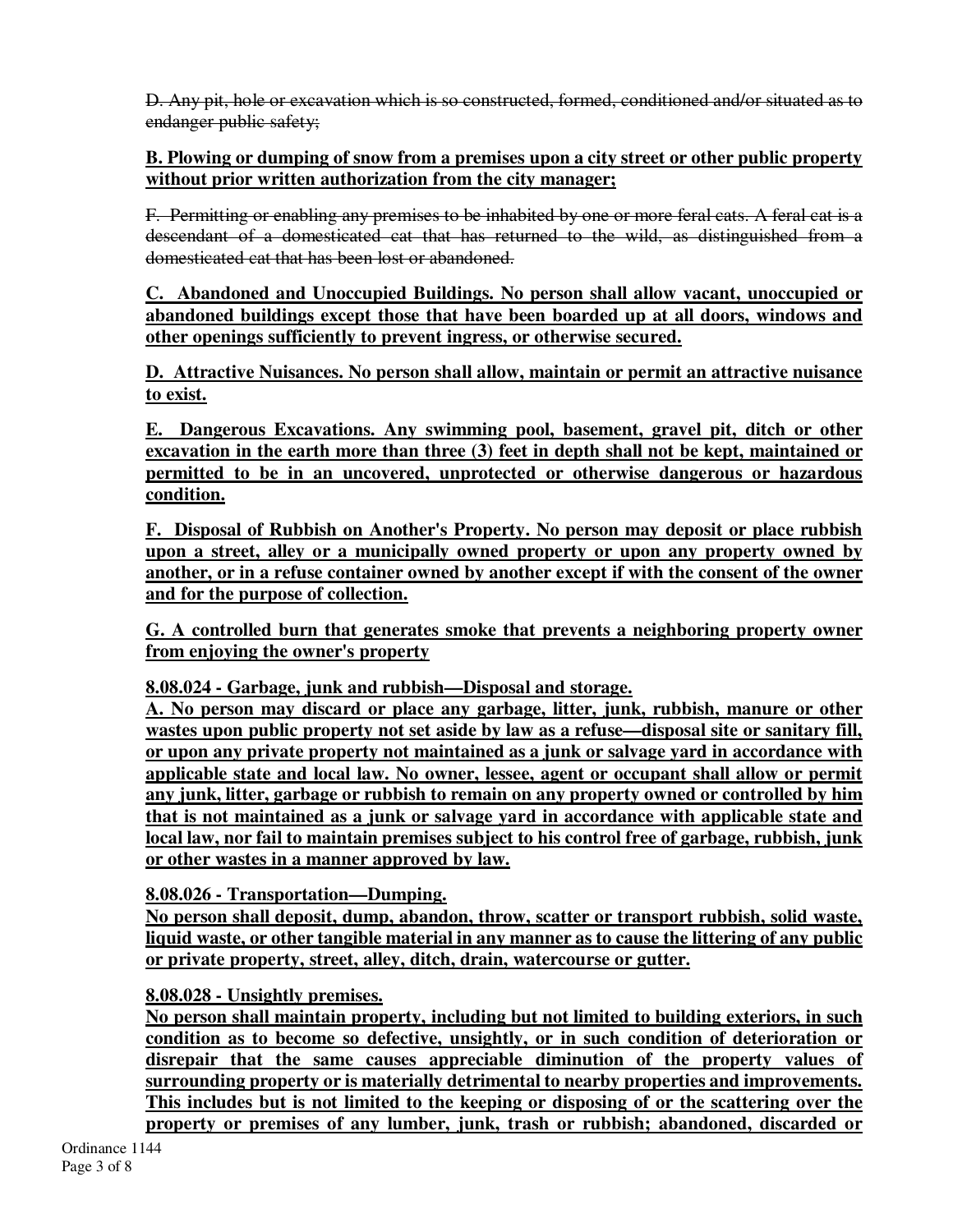~~D. Any pit, hole or excavation which is so constructed, formed, conditioned and/or situated as to endanger public safety;~~

**<u>B. Plowing or dumping of snow from a premises upon a city street or other public property without prior written authorization from the city manager;</u>**

~~F. Permitting or enabling any premises to be inhabited by one or more feral cats. A feral cat is a descendant of a domesticated cat that has returned to the wild, as distinguished from a domesticated cat that has been lost or abandoned.~~

**<u>C. Abandoned and Unoccupied Buildings. No person shall allow vacant, unoccupied or abandoned buildings except those that have been boarded up at all doors, windows and other openings sufficiently to prevent ingress, or otherwise secured.</u>**

**<u>D. Attractive Nuisances. No person shall allow, maintain or permit an attractive nuisance to exist.</u>**

**<u>E. Dangerous Excavations. Any swimming pool, basement, gravel pit, ditch or other excavation in the earth more than three (3) feet in depth shall not be kept, maintained or permitted to be in an uncovered, unprotected or otherwise dangerous or hazardous condition.</u>**

**<u>F. Disposal of Rubbish on Another's Property. No person may deposit or place rubbish upon a street, alley or a municipally owned property or upon any property owned by another, or in a refuse container owned by another except if with the consent of the owner and for the purpose of collection.</u>**

**<u>G. A controlled burn that generates smoke that prevents a neighboring property owner from enjoying the owner's property</u>**

**<u>8.08.024 - Garbage, junk and rubbish—Disposal and storage.</u>**

**<u>A. No person may discard or place any garbage, litter, junk, rubbish, manure or other wastes upon public property not set aside by law as a refuse—disposal site or sanitary fill, or upon any private property not maintained as a junk or salvage yard in accordance with applicable state and local law. No owner, lessee, agent or occupant shall allow or permit any junk, litter, garbage or rubbish to remain on any property owned or controlled by him that is not maintained as a junk or salvage yard in accordance with applicable state and local law, nor fail to maintain premises subject to his control free of garbage, rubbish, junk or other wastes in a manner approved by law.</u>**

**<u>8.08.026 - Transportation—Dumping.</u>**

**<u>No person shall deposit, dump, abandon, throw, scatter or transport rubbish, solid waste, liquid waste, or other tangible material in any manner as to cause the littering of any public or private property, street, alley, ditch, drain, watercourse or gutter.</u>**

**<u>8.08.028 - Unsightly premises.</u>**

**<u>No person shall maintain property, including but not limited to building exteriors, in such condition as to become so defective, unsightly, or in such condition of deterioration or disrepair that the same causes appreciable diminution of the property values of surrounding property or is materially detrimental to nearby properties and improvements. This includes but is not limited to the keeping or disposing of or the scattering over the property or premises of any lumber, junk, trash or rubbish; abandoned, discarded or</u>**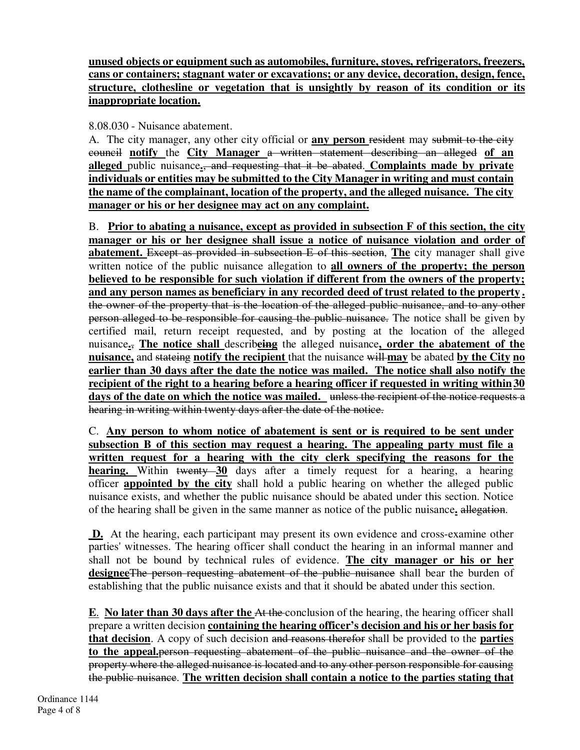**unused objects or equipment such as automobiles, furniture, stoves, refrigerators, freezers, cans or containers; stagnant water or excavations; or any device, decoration, design, fence, structure, clothesline or vegetation that is unsightly by reason of its condition or its inappropriate location.**

8.08.030 - Nuisance abatement.

A. The city manager, any other city official or **any person** ~~resident~~ may ~~submit to the city council~~ **notify** the **City Manager** ~~a written statement describing an alleged~~ **of an alleged** public nuisance**.**~~, and requesting that it be abated~~. **Complaints made by private individuals or entities may be submitted to the City Manager in writing and must contain the name of the complainant, location of the property, and the alleged nuisance. The city manager or his or her designee may act on any complaint.**

B. **Prior to abating a nuisance, except as provided in subsection F of this section, the city manager or his or her designee shall issue a notice of nuisance violation and order of abatement.** ~~Except as provided in subsection E of this section~~, **The** city manager shall give written notice of the public nuisance allegation to **all owners of the property; the person believed to be responsible for such violation if different from the owners of the property; and any person names as beneficiary in any recorded deed of trust related to the property.** ~~the owner of the property that is the location of the alleged public nuisance, and to any other person alleged to be responsible for causing the public nuisance.~~ The notice shall be given by certified mail, return receipt requested, and by posting at the location of the alleged nuisance**.**~~,~~ **The notice shall** describ~~ing~~**e** the alleged nuisance**, order the abatement of the nuisance,** and ~~stateing~~ **notify the recipient** that the nuisance ~~will~~ **may** be abated **by the City no earlier than 30 days after the date the notice was mailed. The notice shall also notify the recipient of the right to a hearing before a hearing officer if requested in writing within 30 days of the date on which the notice was mailed.** ~~unless the recipient of the notice requests a hearing in writing within twenty days after the date of the notice.~~

C. **Any person to whom notice of abatement is sent or is required to be sent under subsection B of this section may request a hearing. The appealing party must file a written request for a hearing with the city clerk specifying the reasons for the hearing.** Within ~~twenty~~ **30** days after a timely request for a hearing, a hearing officer **appointed by the city** shall hold a public hearing on whether the alleged public nuisance exists, and whether the public nuisance should be abated under this section. Notice of the hearing shall be given in the same manner as notice of the public nuisance**.** ~~allegation~~.

**D.** At the hearing, each participant may present its own evidence and cross-examine other parties' witnesses. The hearing officer shall conduct the hearing in an informal manner and shall not be bound by technical rules of evidence. **The city manager or his or her designee**~~The person requesting abatement of the public nuisance~~ shall bear the burden of establishing that the public nuisance exists and that it should be abated under this section.

**E**. **No later than 30 days after the** ~~At the~~ conclusion of the hearing, the hearing officer shall prepare a written decision **containing the hearing officer's decision and his or her basis for that decision**. A copy of such decision ~~and reasons therefor~~ shall be provided to the **parties to the appeal.**~~person requesting abatement of the public nuisance and the owner of the property where the alleged nuisance is located and to any other person responsible for causing the public nuisance~~. **The written decision shall contain a notice to the parties stating that**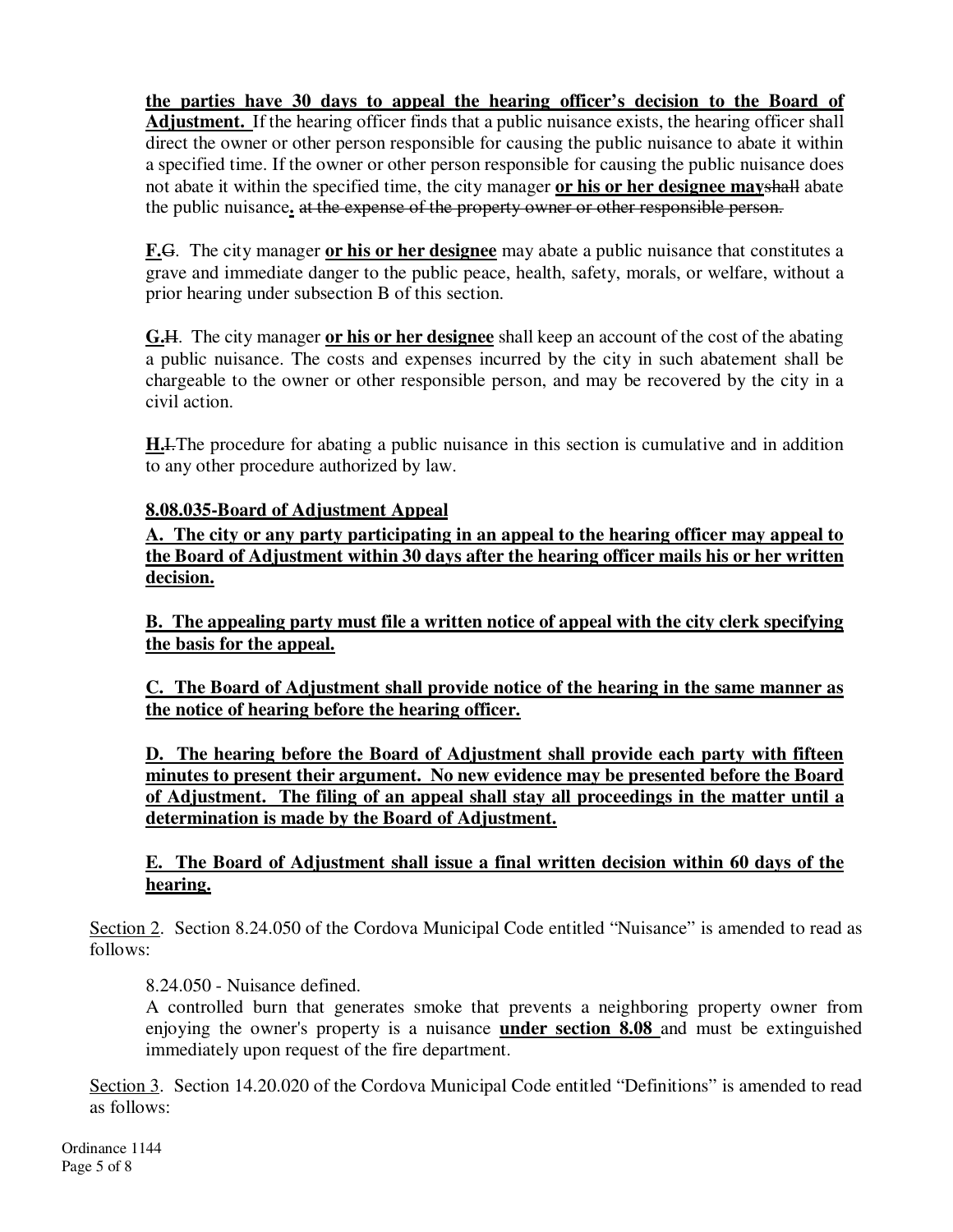**the parties have 30 days to appeal the hearing officer's decision to the Board of Adjustment.** If the hearing officer finds that a public nuisance exists, the hearing officer shall direct the owner or other person responsible for causing the public nuisance to abate it within a specified time. If the owner or other person responsible for causing the public nuisance does not abate it within the specified time, the city manager **or his or her designee may**~~shall~~ abate the public nuisance**.** ~~at the expense of the property owner or other responsible person.~~

**F.**~~G~~. The city manager **or his or her designee** may abate a public nuisance that constitutes a grave and immediate danger to the public peace, health, safety, morals, or welfare, without a prior hearing under subsection B of this section.

**G.**~~H~~. The city manager **or his or her designee** shall keep an account of the cost of the abating a public nuisance. The costs and expenses incurred by the city in such abatement shall be chargeable to the owner or other responsible person, and may be recovered by the city in a civil action.

**H.**~~I.~~The procedure for abating a public nuisance in this section is cumulative and in addition to any other procedure authorized by law.

**8.08.035-Board of Adjustment Appeal**

**A. The city or any party participating in an appeal to the hearing officer may appeal to the Board of Adjustment within 30 days after the hearing officer mails his or her written decision.**

**B. The appealing party must file a written notice of appeal with the city clerk specifying the basis for the appeal.**

**C. The Board of Adjustment shall provide notice of the hearing in the same manner as the notice of hearing before the hearing officer.**

**D. The hearing before the Board of Adjustment shall provide each party with fifteen minutes to present their argument. No new evidence may be presented before the Board of Adjustment. The filing of an appeal shall stay all proceedings in the matter until a determination is made by the Board of Adjustment.**

**E. The Board of Adjustment shall issue a final written decision within 60 days of the hearing.**

Section 2. Section 8.24.050 of the Cordova Municipal Code entitled "Nuisance" is amended to read as follows:

8.24.050 - Nuisance defined.
A controlled burn that generates smoke that prevents a neighboring property owner from enjoying the owner's property is a nuisance **under section 8.08** and must be extinguished immediately upon request of the fire department.

Section 3. Section 14.20.020 of the Cordova Municipal Code entitled "Definitions" is amended to read as follows:

Ordinance 1144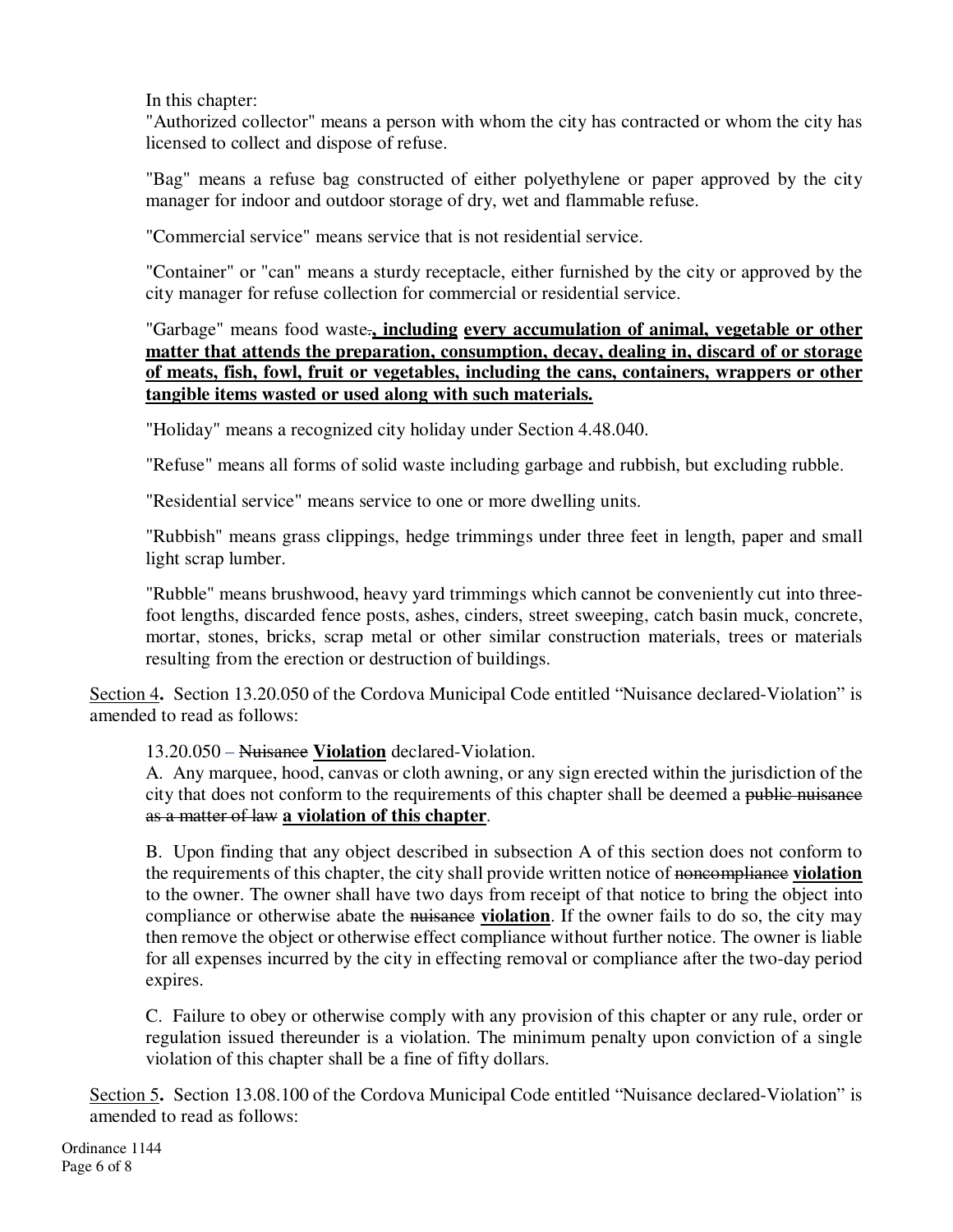In this chapter:

"Authorized collector" means a person with whom the city has contracted or whom the city has licensed to collect and dispose of refuse.

"Bag" means a refuse bag constructed of either polyethylene or paper approved by the city manager for indoor and outdoor storage of dry, wet and flammable refuse.

"Commercial service" means service that is not residential service.

"Container" or "can" means a sturdy receptacle, either furnished by the city or approved by the city manager for refuse collection for commercial or residential service.

"Garbage" means food waste~~.~~ **<u>, including</u> <u>every accumulation of animal, vegetable or other matter that attends the preparation, consumption, decay, dealing in, discard of or storage of meats, fish, fowl, fruit or vegetables, including the cans, containers, wrappers or other tangible items wasted or used along with such materials.</u>**

"Holiday" means a recognized city holiday under Section 4.48.040.

"Refuse" means all forms of solid waste including garbage and rubbish, but excluding rubble.

"Residential service" means service to one or more dwelling units.

"Rubbish" means grass clippings, hedge trimmings under three feet in length, paper and small light scrap lumber.

"Rubble" means brushwood, heavy yard trimmings which cannot be conveniently cut into three-foot lengths, discarded fence posts, ashes, cinders, street sweeping, catch basin muck, concrete, mortar, stones, bricks, scrap metal or other similar construction materials, trees or materials resulting from the erection or destruction of buildings.

<u>Section 4</u>**.** Section 13.20.050 of the Cordova Municipal Code entitled "Nuisance declared-Violation" is amended to read as follows:

13.20.050 – ~~Nuisance~~ **<u>Violation</u>** declared-Violation.

A. Any marquee, hood, canvas or cloth awning, or any sign erected within the jurisdiction of the city that does not conform to the requirements of this chapter shall be deemed a ~~public nuisance as a matter of law~~ **<u>a violation of this chapter</u>**.

B. Upon finding that any object described in subsection A of this section does not conform to the requirements of this chapter, the city shall provide written notice of ~~noncompliance~~ **<u>violation</u>** to the owner. The owner shall have two days from receipt of that notice to bring the object into compliance or otherwise abate the ~~nuisance~~ **<u>violation</u>**. If the owner fails to do so, the city may then remove the object or otherwise effect compliance without further notice. The owner is liable for all expenses incurred by the city in effecting removal or compliance after the two-day period expires.

C. Failure to obey or otherwise comply with any provision of this chapter or any rule, order or regulation issued thereunder is a violation. The minimum penalty upon conviction of a single violation of this chapter shall be a fine of fifty dollars.

<u>Section 5</u>**.** Section 13.08.100 of the Cordova Municipal Code entitled "Nuisance declared-Violation" is amended to read as follows: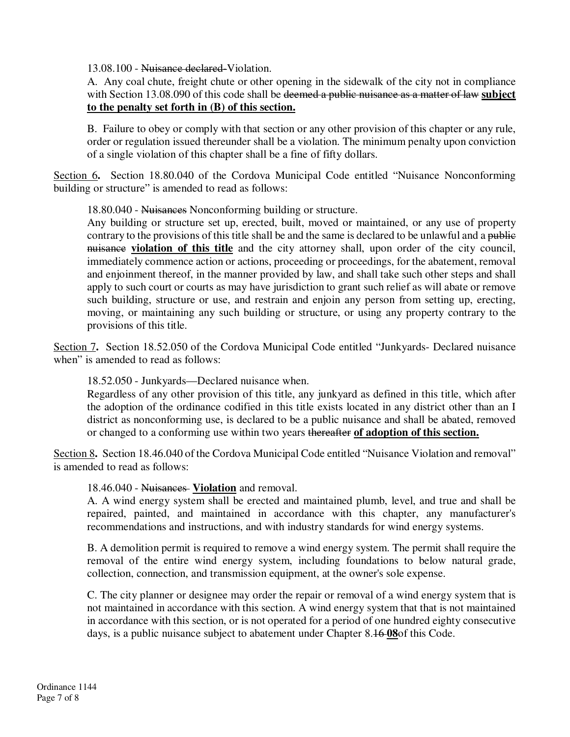13.08.100 - ~~Nuisance declared~~ Violation.

A. Any coal chute, freight chute or other opening in the sidewalk of the city not in compliance with Section 13.08.090 of this code shall be ~~deemed a public nuisance as a matter of law~~ **subject to the penalty set forth in (B) of this section.**

B. Failure to obey or comply with that section or any other provision of this chapter or any rule, order or regulation issued thereunder shall be a violation. The minimum penalty upon conviction of a single violation of this chapter shall be a fine of fifty dollars.

Section 6**.** Section 18.80.040 of the Cordova Municipal Code entitled "Nuisance Nonconforming building or structure" is amended to read as follows:

18.80.040 - ~~Nuisances~~ Nonconforming building or structure.

Any building or structure set up, erected, built, moved or maintained, or any use of property contrary to the provisions of this title shall be and the same is declared to be unlawful and a ~~public nuisance~~ **violation of this title** and the city attorney shall, upon order of the city council, immediately commence action or actions, proceeding or proceedings, for the abatement, removal and enjoinment thereof, in the manner provided by law, and shall take such other steps and shall apply to such court or courts as may have jurisdiction to grant such relief as will abate or remove such building, structure or use, and restrain and enjoin any person from setting up, erecting, moving, or maintaining any such building or structure, or using any property contrary to the provisions of this title.

Section 7**.** Section 18.52.050 of the Cordova Municipal Code entitled "Junkyards- Declared nuisance when" is amended to read as follows:

18.52.050 - Junkyards—Declared nuisance when.

Regardless of any other provision of this title, any junkyard as defined in this title, which after the adoption of the ordinance codified in this title exists located in any district other than an I district as nonconforming use, is declared to be a public nuisance and shall be abated, removed or changed to a conforming use within two years ~~thereafter~~ **of adoption of this section.**

Section 8**.** Section 18.46.040 of the Cordova Municipal Code entitled "Nuisance Violation and removal" is amended to read as follows:

18.46.040 - ~~Nuisances~~ **Violation** and removal.

A. A wind energy system shall be erected and maintained plumb, level, and true and shall be repaired, painted, and maintained in accordance with this chapter, any manufacturer's recommendations and instructions, and with industry standards for wind energy systems.

B. A demolition permit is required to remove a wind energy system. The permit shall require the removal of the entire wind energy system, including foundations to below natural grade, collection, connection, and transmission equipment, at the owner's sole expense.

C. The city planner or designee may order the repair or removal of a wind energy system that is not maintained in accordance with this section. A wind energy system that that is not maintained in accordance with this section, or is not operated for a period of one hundred eighty consecutive days, is a public nuisance subject to abatement under Chapter 8.~~16~~ **08** of this Code.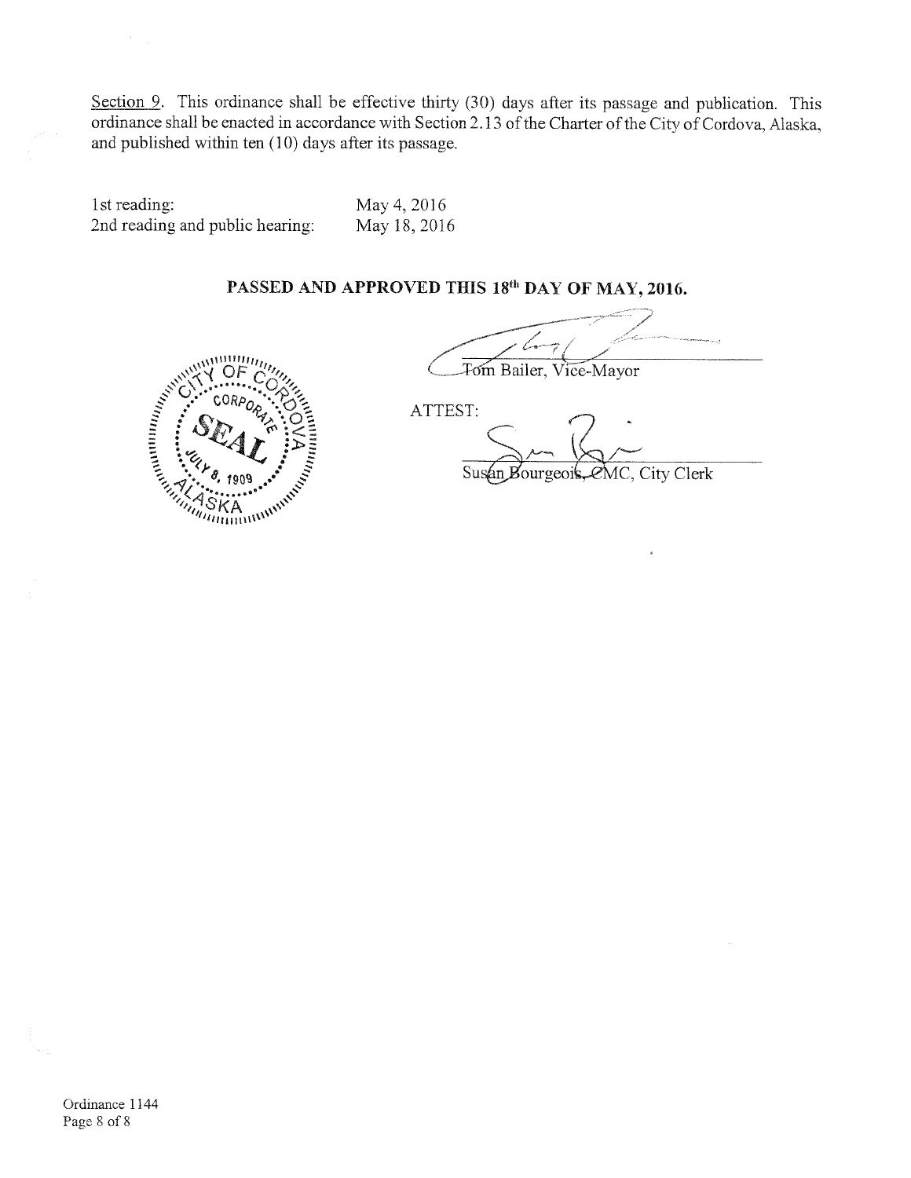Section 9. This ordinance shall be effective thirty (30) days after its passage and publication. This ordinance shall be enacted in accordance with Section 2.13 of the Charter of the City of Cordova, Alaska, and published within ten (10) days after its passage.

| | |
|---|---|
| 1st reading: | May 4, 2016 |
| 2nd reading and public hearing: | May 18, 2016 |

**PASSED AND APPROVED THIS 18th DAY OF MAY, 2016.**

CITY OF CORDOVA CORPORATE SEAL JULY 8, 1909 ALASKA

Tom Bailer, Vice-Mayor

ATTEST:

Susan Bourgeois, CMC, City Clerk